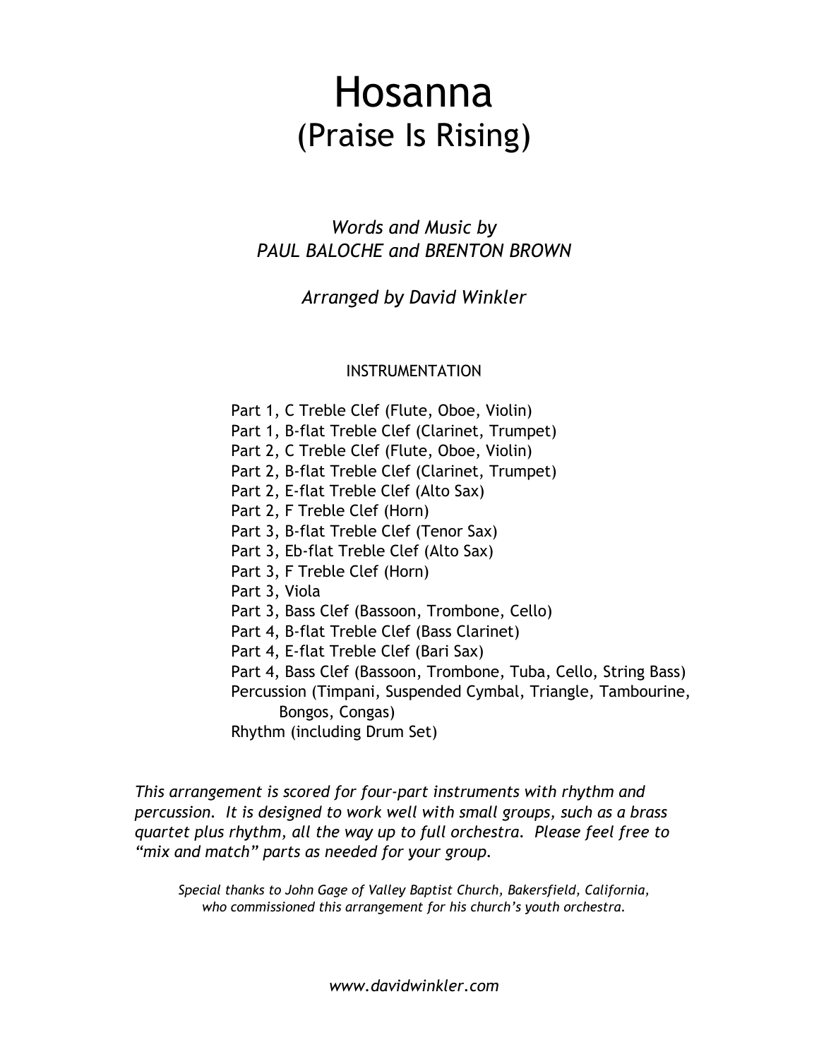# Hosanna
## (Praise Is Rising)

*Words and Music by*
*PAUL BALOCHE and BRENTON BROWN*

*Arranged by David Winkler*

INSTRUMENTATION

Part 1, C Treble Clef (Flute, Oboe, Violin)
Part 1, B-flat Treble Clef (Clarinet, Trumpet)
Part 2, C Treble Clef (Flute, Oboe, Violin)
Part 2, B-flat Treble Clef (Clarinet, Trumpet)
Part 2, E-flat Treble Clef (Alto Sax)
Part 2, F Treble Clef (Horn)
Part 3, B-flat Treble Clef (Tenor Sax)
Part 3, Eb-flat Treble Clef (Alto Sax)
Part 3, F Treble Clef (Horn)
Part 3, Viola
Part 3, Bass Clef (Bassoon, Trombone, Cello)
Part 4, B-flat Treble Clef (Bass Clarinet)
Part 4, E-flat Treble Clef (Bari Sax)
Part 4, Bass Clef (Bassoon, Trombone, Tuba, Cello, String Bass)
Percussion (Timpani, Suspended Cymbal, Triangle, Tambourine, Bongos, Congas)
Rhythm (including Drum Set)

*This arrangement is scored for four-part instruments with rhythm and percussion. It is designed to work well with small groups, such as a brass quartet plus rhythm, all the way up to full orchestra. Please feel free to "mix and match" parts as needed for your group.*

*Special thanks to John Gage of Valley Baptist Church, Bakersfield, California, who commissioned this arrangement for his church's youth orchestra.*

*www.davidwinkler.com*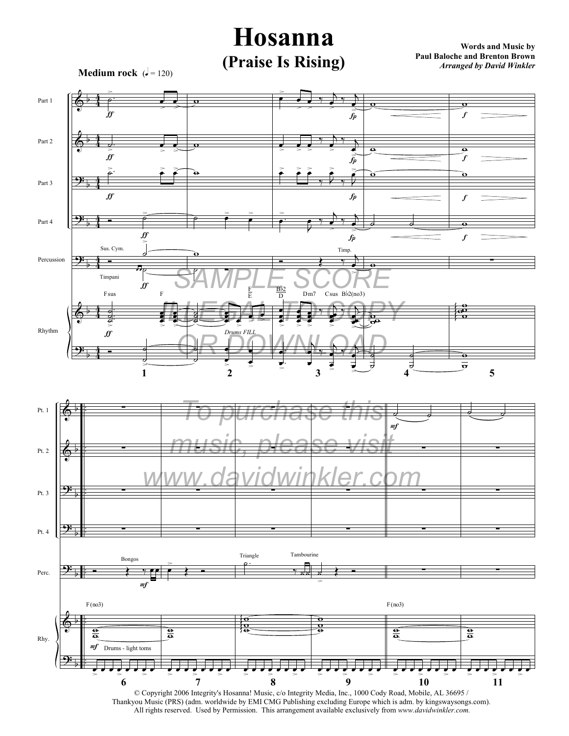# Hosanna
## (Praise Is Rising)

**Words and Music by**
**Paul Baloche and Brenton Brown**
*Arranged by David Winkler*

**Medium rock** (♩ = 120)

SAMPLE SCORE
ILLEGAL TO COPY
OR DOWNLOAD

To purchase this music, please visit www.davidwinkler.com

© Copyright 2006 Integrity's Hosanna! Music, c/o Integrity Media, Inc., 1000 Cody Road, Mobile, AL 36695 / Thankyou Music (PRS) (adm. worldwide by EMI CMG Publishing excluding Europe which is adm. by kingswaysongs.com). All rights reserved. Used by Permission. This arrangement available exclusively from *www.davidwinkler.com.*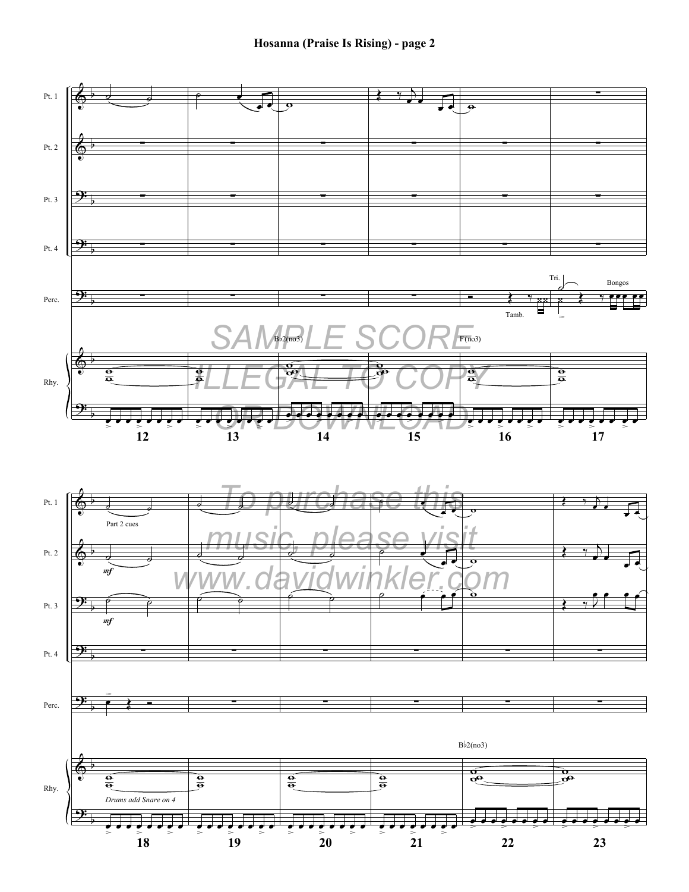SAMPLE SCORE
ILLEGAL TO COPY
OR DOWNLOAD

To purchase this
music, please visit
www.davidwinkler.com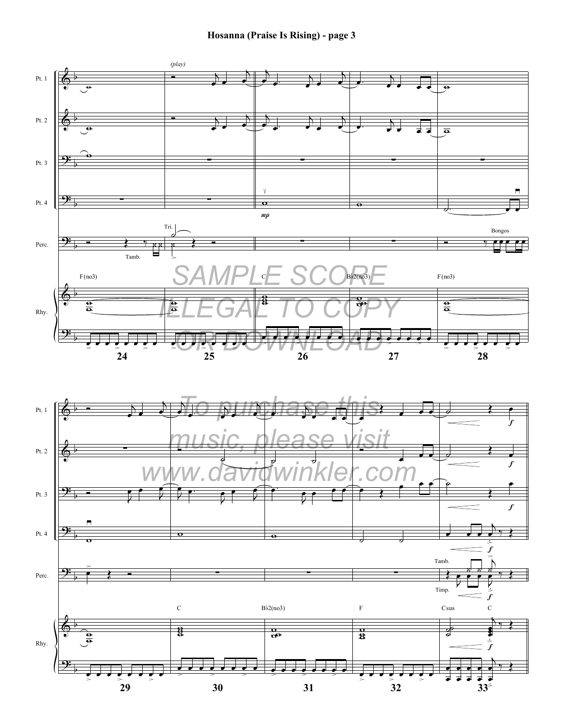**SAMPLE SCORE ILLEGAL TO COPY OR DOWNLOAD**

**To purchase this music, please visit www.davidwinkler.com**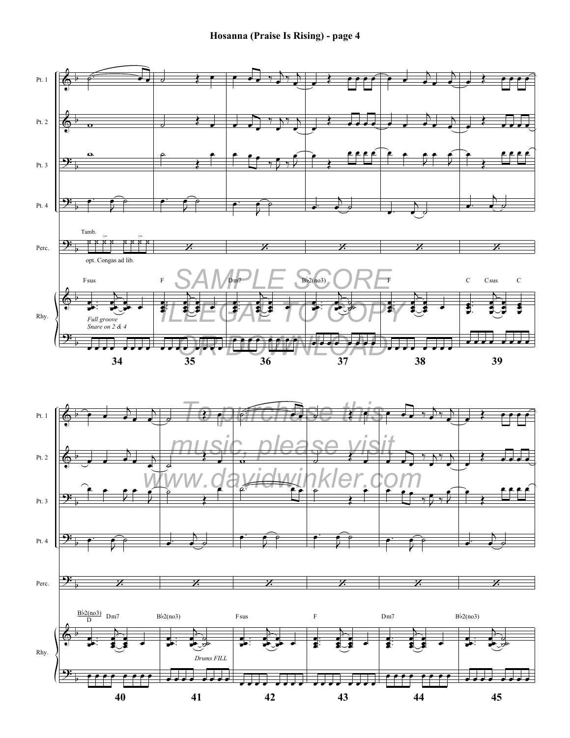# Hosanna (Praise Is Rising) - page 4

Pt. 1

Pt. 2

Pt. 3

Pt. 4

Tamb.

Perc.

opt. Congas ad lib.

Fsus | F | Dm7 | B♭2(no3) | F | C Csus C

Rhy.

*Full groove*
*Snare on 2 & 4*

34 35 36 37 38 39

SAMPLE SCORE
ILLEGAL TO COPY
OR DOWNLOAD

To purchase this music, please visit www.davidwinkler.com

Pt. 1

Pt. 2

Pt. 3

Pt. 4

Perc.

B♭2(no3)/D Dm7 | B♭2(no3) | Fsus | F | Dm7 | B♭2(no3)

Rhy.

*Drums FILL*

40 41 42 43 44 45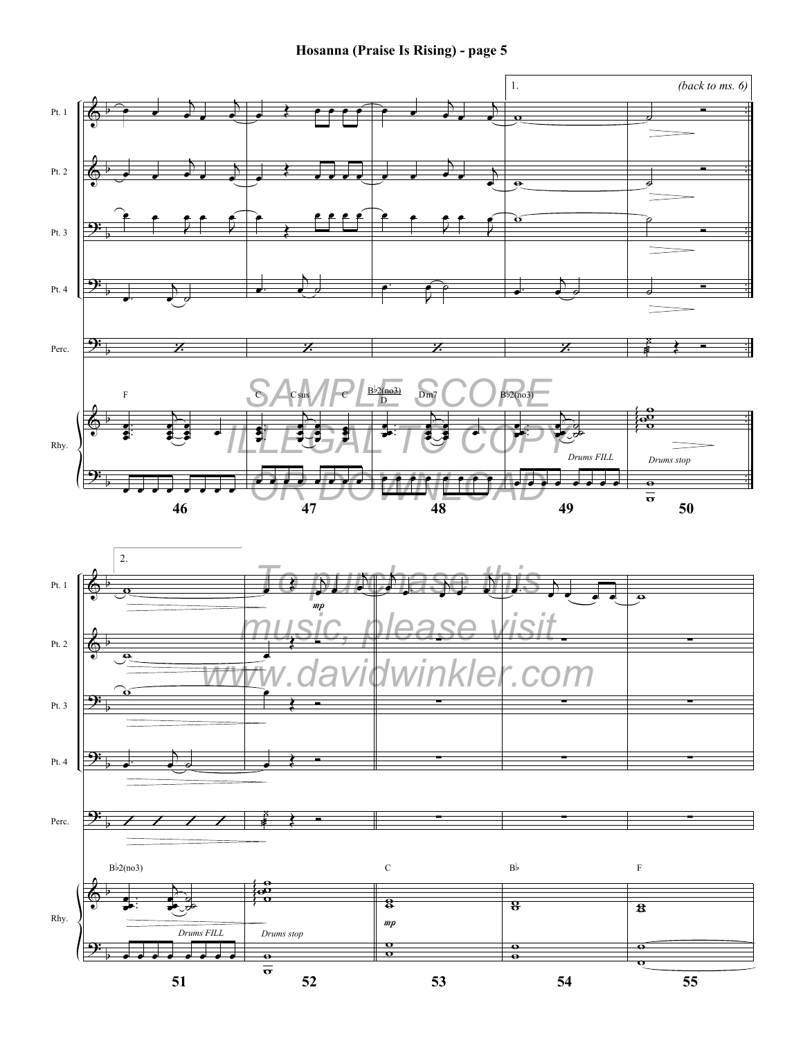1. *(back to ms. 6)*

Pt. 1

Pt. 2

Pt. 3

Pt. 4

Perc.

Rhy.

F — C — Csus — C — B♭2(no3)/D — Dm7 — B♭2(no3)

*Drums FILL* — *Drums stop*

46 47 48 49 50

SAMPLE SCORE ILLEGAL TO COPY OR DOWNLOAD

2.

*mp*

To purchase this music, please visit www.davidwinkler.com

B♭2(no3) — C — B♭ — F

*Drums FILL* — *Drums stop*

*mp*

51 52 53 54 55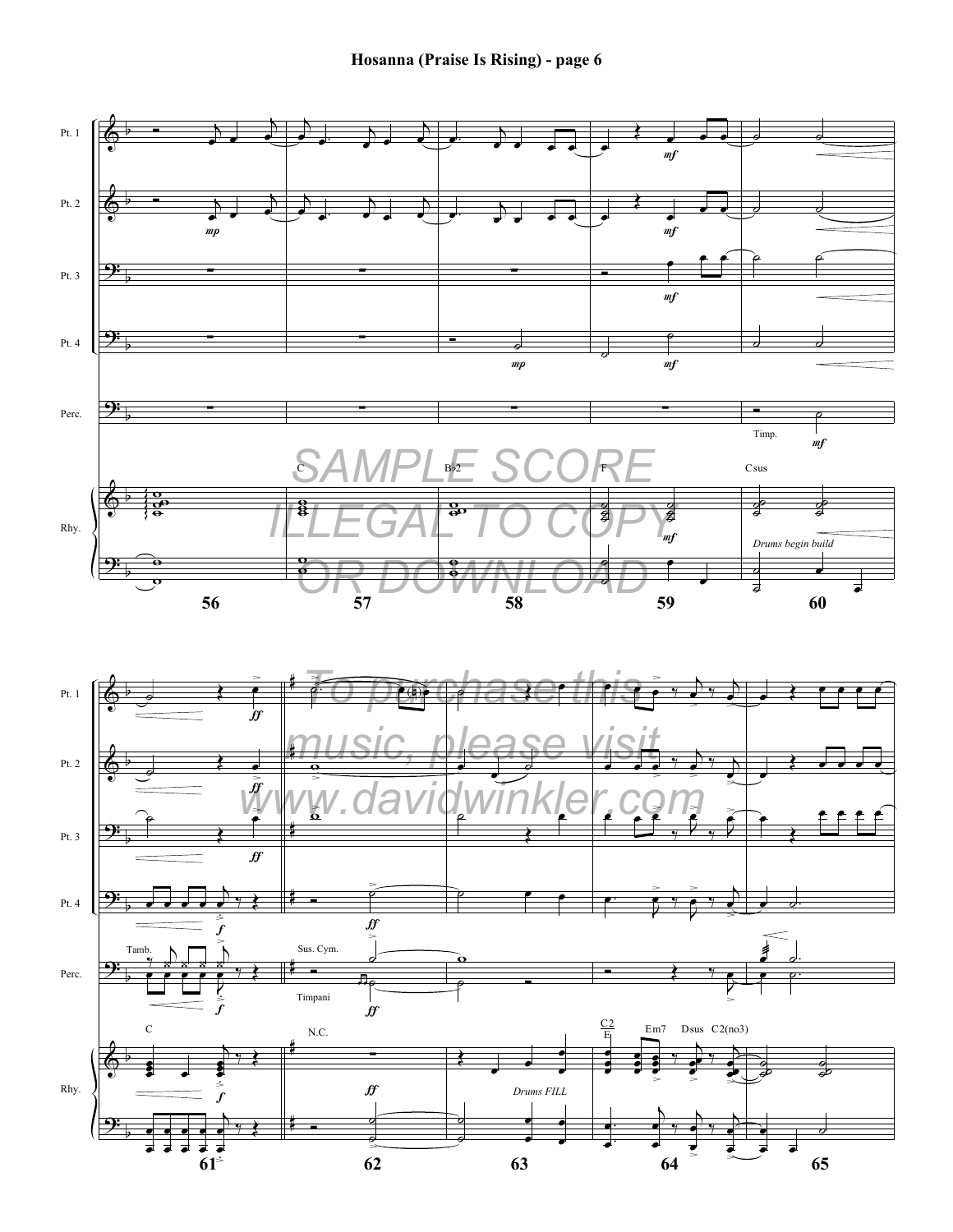SAMPLE SCORE ILLEGAL TO COPY OR DOWNLOAD

To purchase this music, please visit www.davidwinkler.com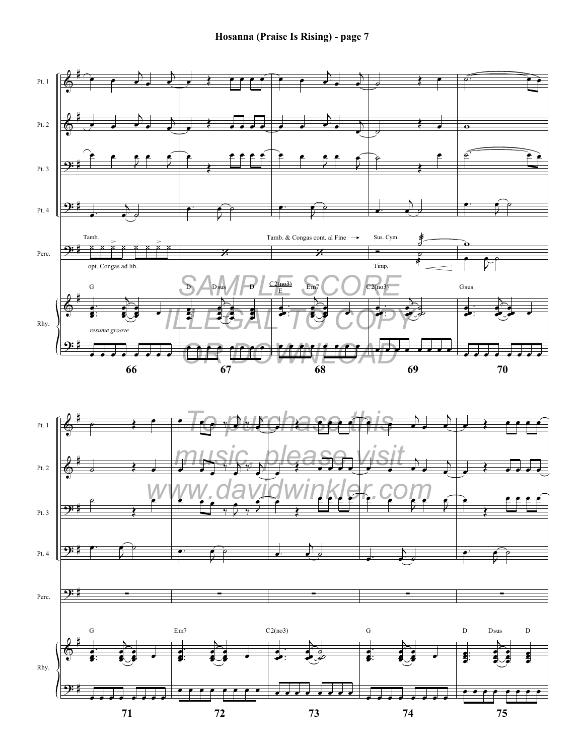# Hosanna (Praise Is Rising) - page 7

Pt. 1

Pt. 2

Pt. 3

Pt. 4

Perc.

Tamb.

Tamb. & Congas cont. al Fine →

Sus. Cym.

opt. Congas ad lib.

Timp.

Rhy.

G | D Dsus D | C2(no3)/E Em7 | C2(no3) | Gsus

*resume groove*

66 67 68 69 70

SAMPLE SCORE ILLEGAL TO COPY OR DOWNLOAD

To purchase this music, please visit www.davidwinkler.com

G | Em7 | C2(no3) | G | D Dsus D

71 72 73 74 75